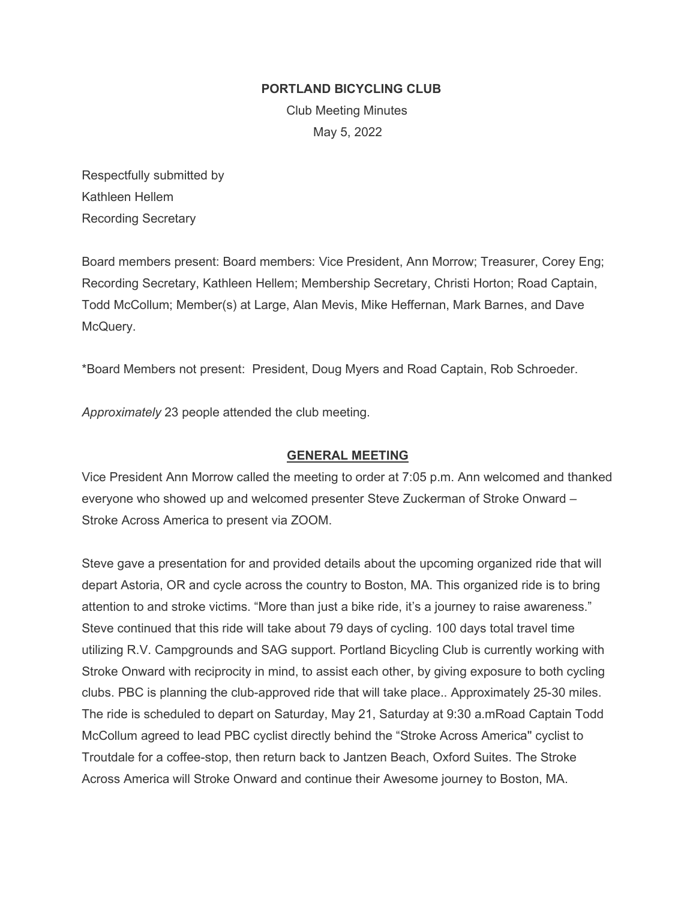**PORTLAND BICYCLING CLUB**

Club Meeting Minutes

May 5, 2022

Respectfully submitted by
Kathleen Hellem
Recording Secretary

Board members present: Board members: Vice President, Ann Morrow; Treasurer, Corey Eng; Recording Secretary, Kathleen Hellem; Membership Secretary, Christi Horton; Road Captain, Todd McCollum; Member(s) at Large, Alan Mevis, Mike Heffernan, Mark Barnes, and Dave McQuery.

*Board Members not present: President, Doug Myers and Road Captain, Rob Schroeder.

*Approximately* 23 people attended the club meeting.

## GENERAL MEETING

Vice President Ann Morrow called the meeting to order at 7:05 p.m. Ann welcomed and thanked everyone who showed up and welcomed presenter Steve Zuckerman of Stroke Onward – Stroke Across America to present via ZOOM.

Steve gave a presentation for and provided details about the upcoming organized ride that will depart Astoria, OR and cycle across the country to Boston, MA. This organized ride is to bring attention to and stroke victims. "More than just a bike ride, it's a journey to raise awareness." Steve continued that this ride will take about 79 days of cycling. 100 days total travel time utilizing R.V. Campgrounds and SAG support. Portland Bicycling Club is currently working with Stroke Onward with reciprocity in mind, to assist each other, by giving exposure to both cycling clubs. PBC is planning the club-approved ride that will take place.. Approximately 25-30 miles. The ride is scheduled to depart on Saturday, May 21, Saturday at 9:30 a.mRoad Captain Todd McCollum agreed to lead PBC cyclist directly behind the "Stroke Across America" cyclist to Troutdale for a coffee-stop, then return back to Jantzen Beach, Oxford Suites. The Stroke Across America will Stroke Onward and continue their Awesome journey to Boston, MA.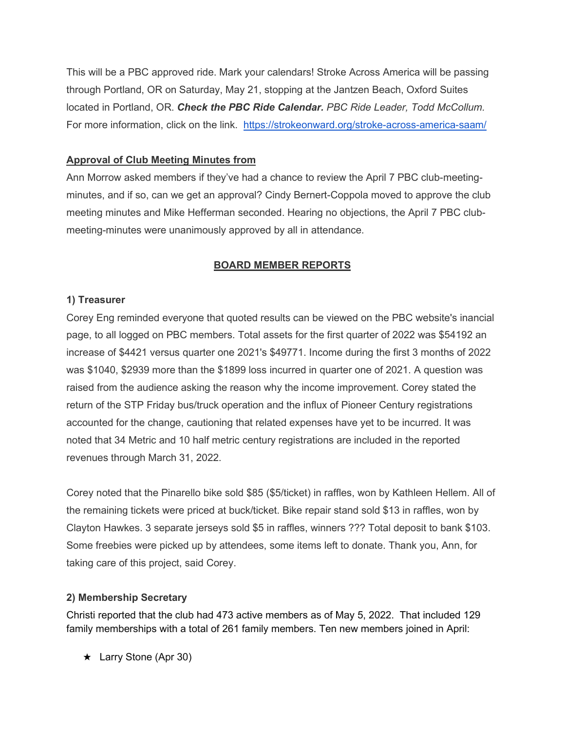This will be a PBC approved ride. Mark your calendars! Stroke Across America will be passing through Portland, OR on Saturday, May 21, stopping at the Jantzen Beach, Oxford Suites located in Portland, OR. ***Check the PBC Ride Calendar.*** *PBC Ride Leader, Todd McCollum.* For more information, click on the link. [https://strokeonward.org/stroke-across-america-saam/](https://strokeonward.org/stroke-across-america-saam/)

**Approval of Club Meeting Minutes from**

Ann Morrow asked members if they've had a chance to review the April 7 PBC club-meeting-minutes, and if so, can we get an approval? Cindy Bernert-Coppola moved to approve the club meeting minutes and Mike Hefferman seconded. Hearing no objections, the April 7 PBC club-meeting-minutes were unanimously approved by all in attendance.

## BOARD MEMBER REPORTS

### 1) Treasurer

Corey Eng reminded everyone that quoted results can be viewed on the PBC website's inancial page, to all logged on PBC members. Total assets for the first quarter of 2022 was $54192 an increase of $4421 versus quarter one 2021's $49771. Income during the first 3 months of 2022 was $1040, $2939 more than the $1899 loss incurred in quarter one of 2021. A question was raised from the audience asking the reason why the income improvement. Corey stated the return of the STP Friday bus/truck operation and the influx of Pioneer Century registrations accounted for the change, cautioning that related expenses have yet to be incurred. It was noted that 34 Metric and 10 half metric century registrations are included in the reported revenues through March 31, 2022.

Corey noted that the Pinarello bike sold $85 ($5/ticket) in raffles, won by Kathleen Hellem. All of the remaining tickets were priced at buck/ticket. Bike repair stand sold $13 in raffles, won by Clayton Hawkes. 3 separate jerseys sold $5 in raffles, winners ??? Total deposit to bank $103. Some freebies were picked up by attendees, some items left to donate. Thank you, Ann, for taking care of this project, said Corey.

### 2) Membership Secretary

Christi reported that the club had 473 active members as of May 5, 2022. That included 129 family memberships with a total of 261 family members. Ten new members joined in April:

- ★ Larry Stone (Apr 30)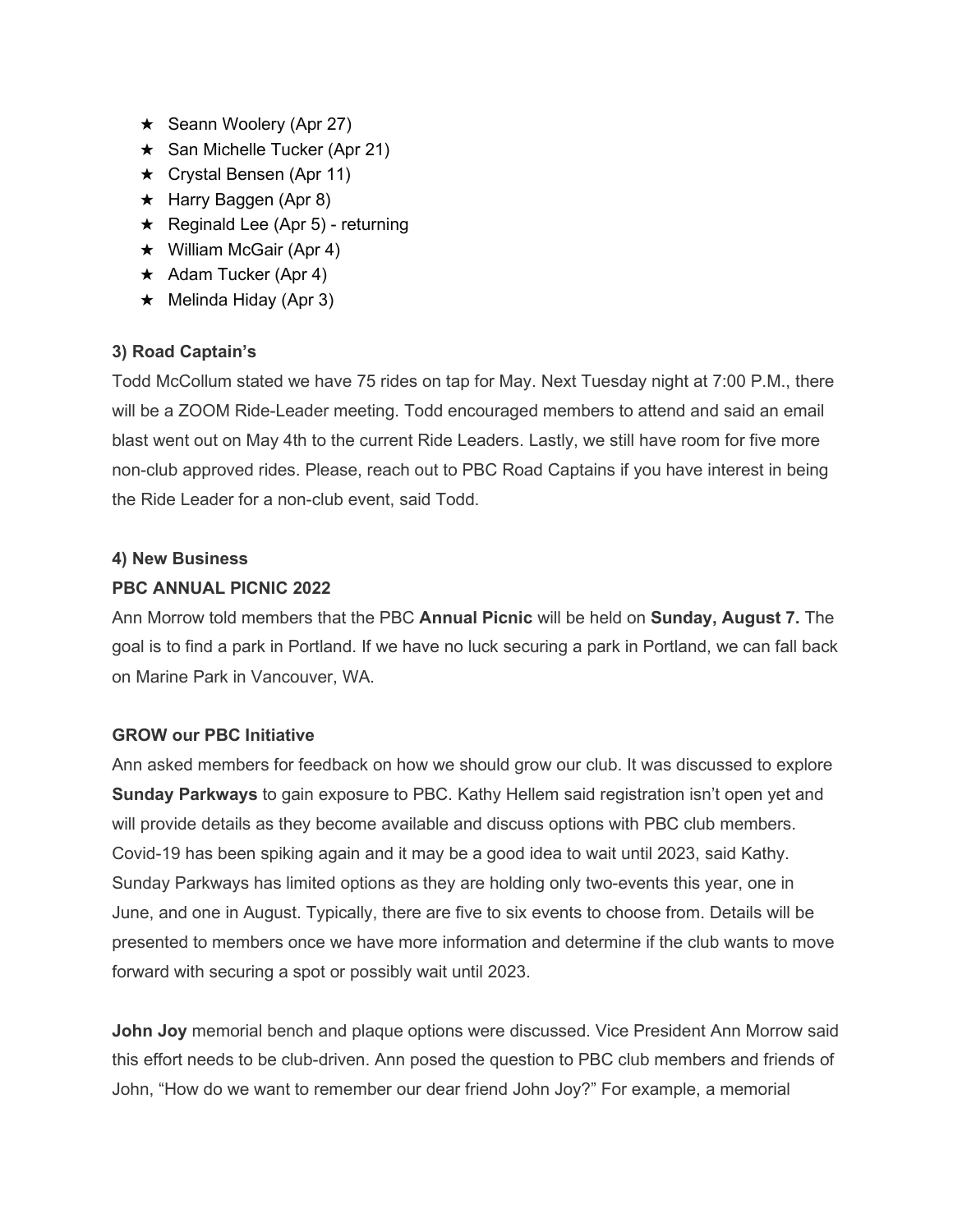- ★ Seann Woolery (Apr 27)
- ★ San Michelle Tucker (Apr 21)
- ★ Crystal Bensen (Apr 11)
- ★ Harry Baggen (Apr 8)
- ★ Reginald Lee (Apr 5) - returning
- ★ William McGair (Apr 4)
- ★ Adam Tucker (Apr 4)
- ★ Melinda Hiday (Apr 3)

**3) Road Captain's**

Todd McCollum stated we have 75 rides on tap for May. Next Tuesday night at 7:00 P.M., there will be a ZOOM Ride-Leader meeting. Todd encouraged members to attend and said an email blast went out on May 4th to the current Ride Leaders. Lastly, we still have room for five more non-club approved rides. Please, reach out to PBC Road Captains if you have interest in being the Ride Leader for a non-club event, said Todd.

**4) New Business**

**PBC ANNUAL PICNIC 2022**

Ann Morrow told members that the PBC **Annual Picnic** will be held on **Sunday, August 7.** The goal is to find a park in Portland. If we have no luck securing a park in Portland, we can fall back on Marine Park in Vancouver, WA.

**GROW our PBC Initiative**

Ann asked members for feedback on how we should grow our club. It was discussed to explore **Sunday Parkways** to gain exposure to PBC. Kathy Hellem said registration isn't open yet and will provide details as they become available and discuss options with PBC club members. Covid-19 has been spiking again and it may be a good idea to wait until 2023, said Kathy. Sunday Parkways has limited options as they are holding only two-events this year, one in June, and one in August. Typically, there are five to six events to choose from. Details will be presented to members once we have more information and determine if the club wants to move forward with securing a spot or possibly wait until 2023.

**John Joy** memorial bench and plaque options were discussed. Vice President Ann Morrow said this effort needs to be club-driven. Ann posed the question to PBC club members and friends of John, "How do we want to remember our dear friend John Joy?" For example, a memorial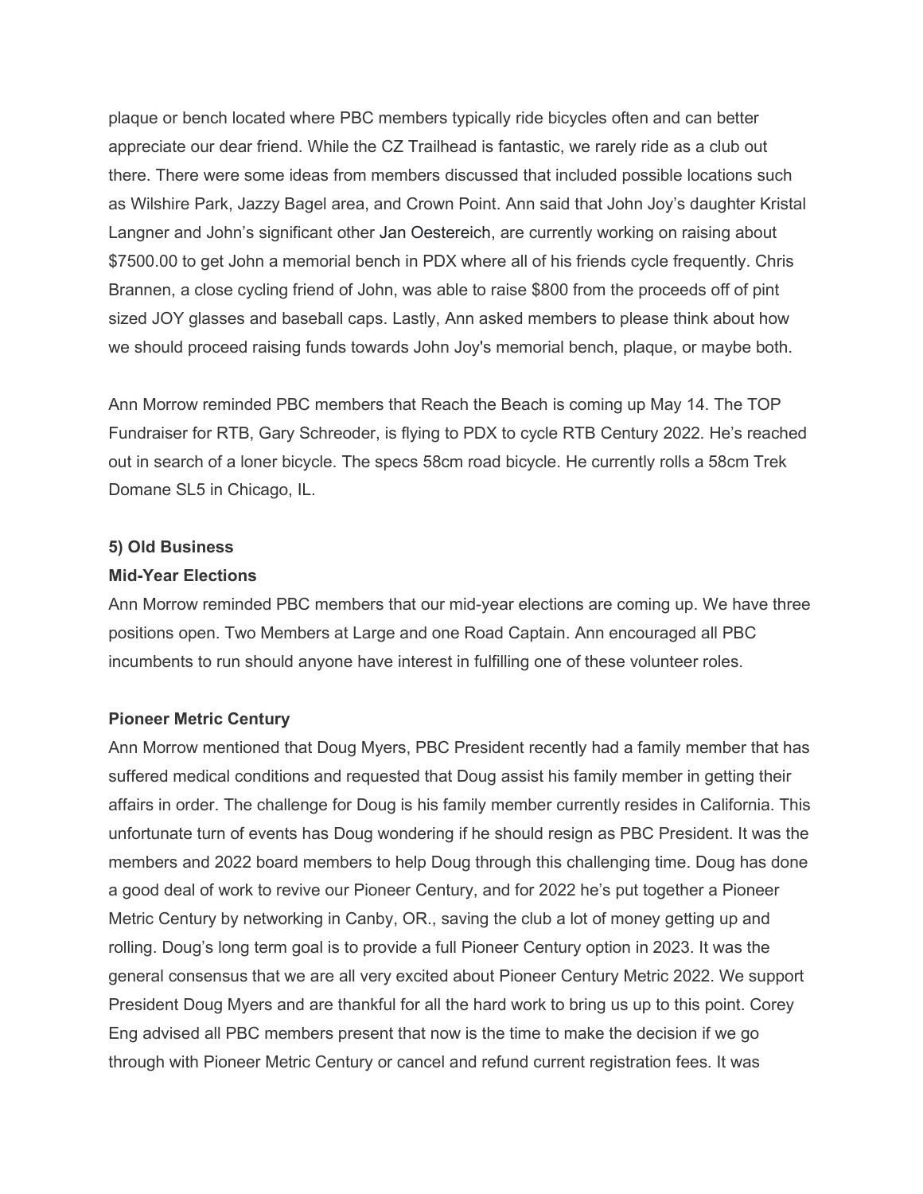plaque or bench located where PBC members typically ride bicycles often and can better appreciate our dear friend. While the CZ Trailhead is fantastic, we rarely ride as a club out there. There were some ideas from members discussed that included possible locations such as Wilshire Park, Jazzy Bagel area, and Crown Point. Ann said that John Joy's daughter Kristal Langner and John's significant other Jan Oestereich, are currently working on raising about $7500.00 to get John a memorial bench in PDX where all of his friends cycle frequently. Chris Brannen, a close cycling friend of John, was able to raise $800 from the proceeds off of pint sized JOY glasses and baseball caps. Lastly, Ann asked members to please think about how we should proceed raising funds towards John Joy's memorial bench, plaque, or maybe both.

Ann Morrow reminded PBC members that Reach the Beach is coming up May 14. The TOP Fundraiser for RTB, Gary Schreoder, is flying to PDX to cycle RTB Century 2022. He's reached out in search of a loner bicycle. The specs 58cm road bicycle. He currently rolls a 58cm Trek Domane SL5 in Chicago, IL.

**5) Old Business**

**Mid-Year Elections**

Ann Morrow reminded PBC members that our mid-year elections are coming up. We have three positions open. Two Members at Large and one Road Captain. Ann encouraged all PBC incumbents to run should anyone have interest in fulfilling one of these volunteer roles.

**Pioneer Metric Century**

Ann Morrow mentioned that Doug Myers, PBC President recently had a family member that has suffered medical conditions and requested that Doug assist his family member in getting their affairs in order. The challenge for Doug is his family member currently resides in California. This unfortunate turn of events has Doug wondering if he should resign as PBC President. It was the members and 2022 board members to help Doug through this challenging time. Doug has done a good deal of work to revive our Pioneer Century, and for 2022 he's put together a Pioneer Metric Century by networking in Canby, OR., saving the club a lot of money getting up and rolling. Doug's long term goal is to provide a full Pioneer Century option in 2023. It was the general consensus that we are all very excited about Pioneer Century Metric 2022. We support President Doug Myers and are thankful for all the hard work to bring us up to this point. Corey Eng advised all PBC members present that now is the time to make the decision if we go through with Pioneer Metric Century or cancel and refund current registration fees. It was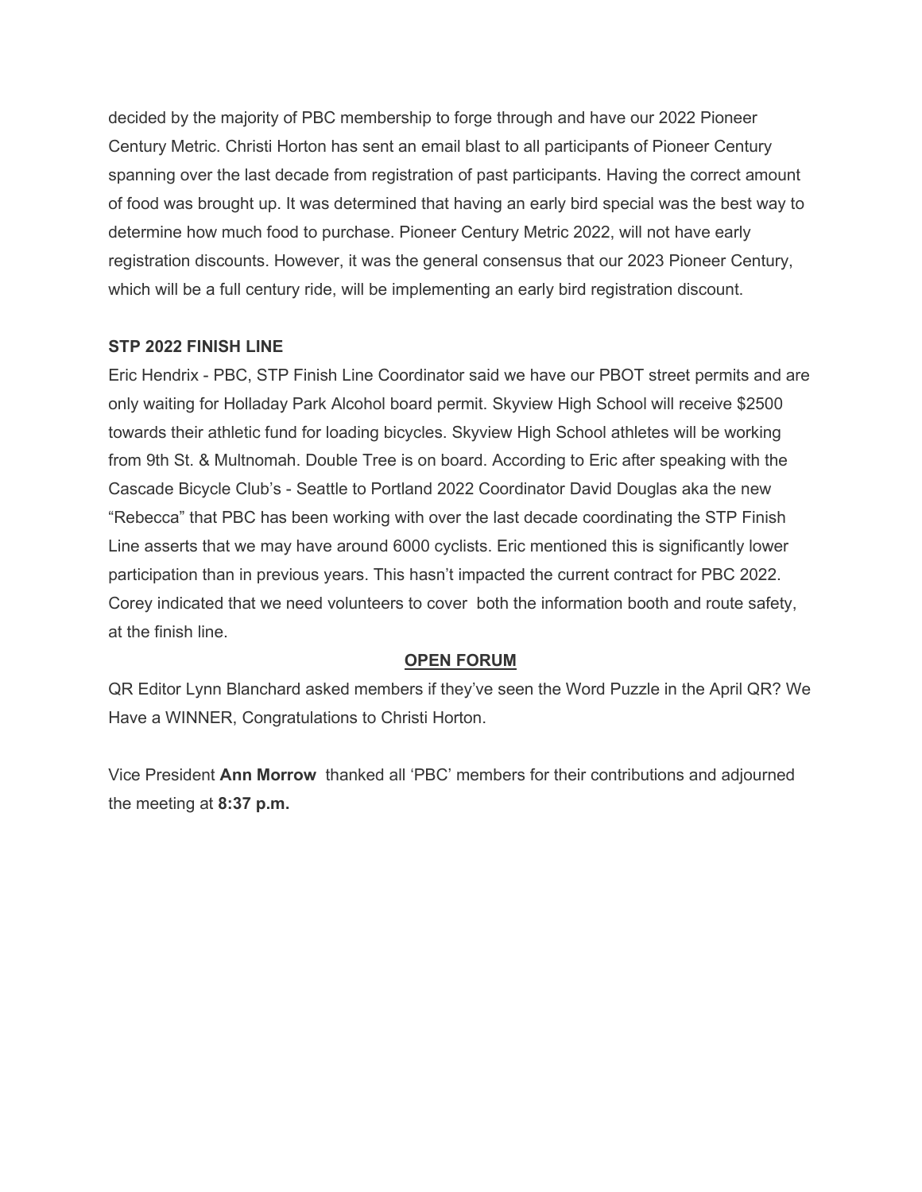decided by the majority of PBC membership to forge through and have our 2022 Pioneer Century Metric. Christi Horton has sent an email blast to all participants of Pioneer Century spanning over the last decade from registration of past participants. Having the correct amount of food was brought up. It was determined that having an early bird special was the best way to determine how much food to purchase. Pioneer Century Metric 2022, will not have early registration discounts. However, it was the general consensus that our 2023 Pioneer Century, which will be a full century ride, will be implementing an early bird registration discount.

**STP 2022 FINISH LINE**

Eric Hendrix - PBC, STP Finish Line Coordinator said we have our PBOT street permits and are only waiting for Holladay Park Alcohol board permit. Skyview High School will receive $2500 towards their athletic fund for loading bicycles. Skyview High School athletes will be working from 9th St. & Multnomah. Double Tree is on board. According to Eric after speaking with the Cascade Bicycle Club's - Seattle to Portland 2022 Coordinator David Douglas aka the new "Rebecca" that PBC has been working with over the last decade coordinating the STP Finish Line asserts that we may have around 6000 cyclists. Eric mentioned this is significantly lower participation than in previous years. This hasn't impacted the current contract for PBC 2022. Corey indicated that we need volunteers to cover both the information booth and route safety, at the finish line.

**OPEN FORUM**

QR Editor Lynn Blanchard asked members if they've seen the Word Puzzle in the April QR? We Have a WINNER, Congratulations to Christi Horton.

Vice President **Ann Morrow** thanked all 'PBC' members for their contributions and adjourned the meeting at **8:37 p.m.**